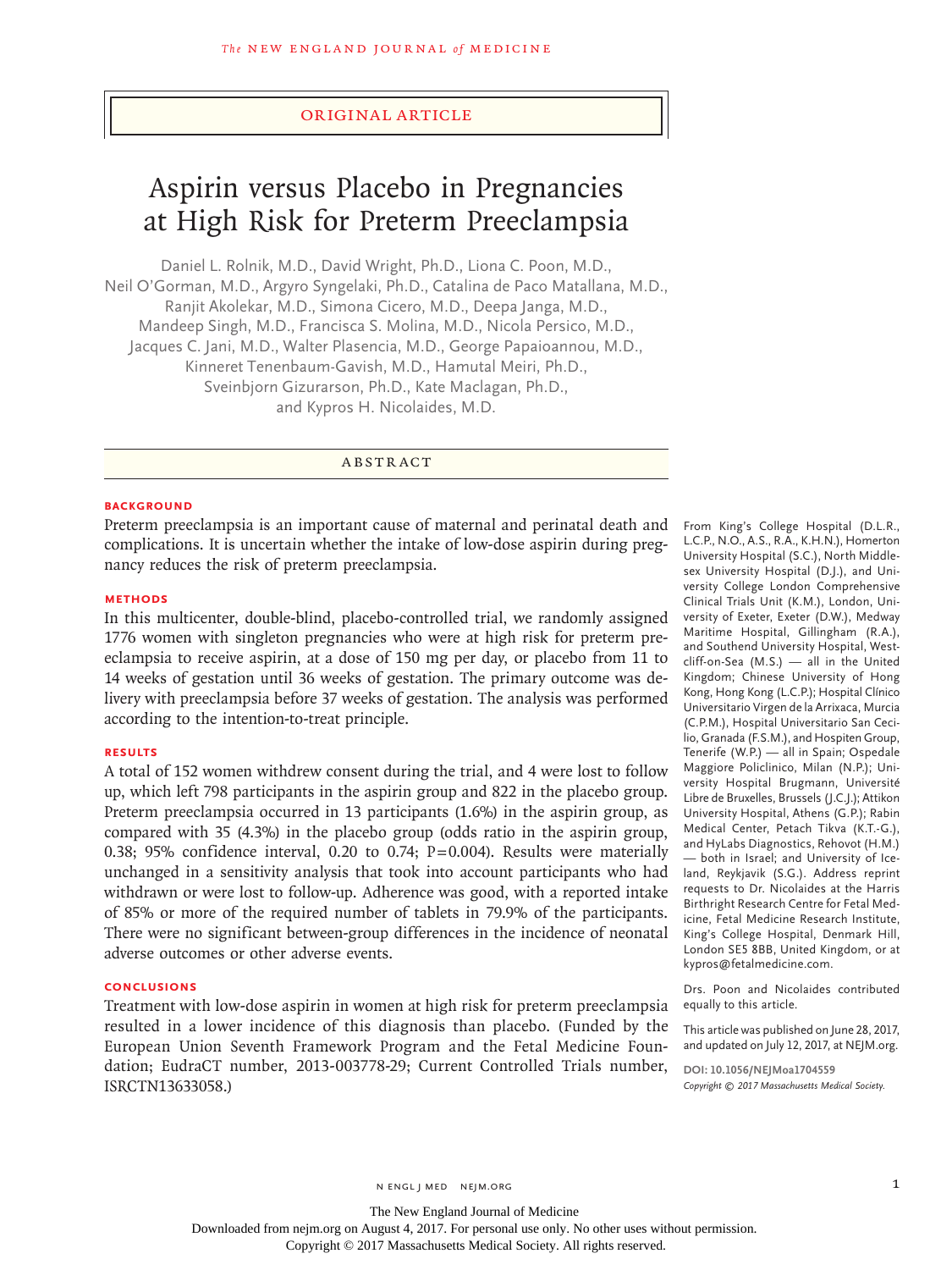ORIGINAL ARTICLE

# Aspirin versus Placebo in Pregnancies at High Risk for Preterm Preeclampsia

Daniel L. Rolnik, M.D., David Wright, Ph.D., Liona C. Poon, M.D., Neil O'Gorman, M.D., Argyro Syngelaki, Ph.D., Catalina de Paco Matallana, M.D., Ranjit Akolekar, M.D., Simona Cicero, M.D., Deepa Janga, M.D., Mandeep Singh, M.D., Francisca S. Molina, M.D., Nicola Persico, M.D., Jacques C. Jani, M.D., Walter Plasencia, M.D., George Papaioannou, M.D., Kinneret Tenenbaum-Gavish, M.D., Hamutal Meiri, Ph.D., Sveinbjorn Gizurarson, Ph.D., Kate Maclagan, Ph.D., and Kypros H. Nicolaides, M.D.

## ABSTRACT

### BACKGROUND

Preterm preeclampsia is an important cause of maternal and perinatal death and complications. It is uncertain whether the intake of low-dose aspirin during pregnancy reduces the risk of preterm preeclampsia.

### METHODS

In this multicenter, double-blind, placebo-controlled trial, we randomly assigned 1776 women with singleton pregnancies who were at high risk for preterm preeclampsia to receive aspirin, at a dose of 150 mg per day, or placebo from 11 to 14 weeks of gestation until 36 weeks of gestation. The primary outcome was delivery with preeclampsia before 37 weeks of gestation. The analysis was performed according to the intention-to-treat principle.

### RESULTS

A total of 152 women withdrew consent during the trial, and 4 were lost to follow up, which left 798 participants in the aspirin group and 822 in the placebo group. Preterm preeclampsia occurred in 13 participants (1.6%) in the aspirin group, as compared with 35 (4.3%) in the placebo group (odds ratio in the aspirin group, 0.38; 95% confidence interval, 0.20 to 0.74; P=0.004). Results were materially unchanged in a sensitivity analysis that took into account participants who had withdrawn or were lost to follow-up. Adherence was good, with a reported intake of 85% or more of the required number of tablets in 79.9% of the participants. There were no significant between-group differences in the incidence of neonatal adverse outcomes or other adverse events.

### CONCLUSIONS

Treatment with low-dose aspirin in women at high risk for preterm preeclampsia resulted in a lower incidence of this diagnosis than placebo. (Funded by the European Union Seventh Framework Program and the Fetal Medicine Foundation; EudraCT number, 2013-003778-29; Current Controlled Trials number, ISRCTN13633058.)

From King's College Hospital (D.L.R., L.C.P., N.O., A.S., R.A., K.H.N.), Homerton University Hospital (S.C.), North Middlesex University Hospital (D.J.), and University College London Comprehensive Clinical Trials Unit (K.M.), London, University of Exeter, Exeter (D.W.), Medway Maritime Hospital, Gillingham (R.A.), and Southend University Hospital, Westcliff-on-Sea (M.S.) — all in the United Kingdom; Chinese University of Hong Kong, Hong Kong (L.C.P.); Hospital Clínico Universitario Virgen de la Arrixaca, Murcia (C.P.M.), Hospital Universitario San Cecilio, Granada (F.S.M.), and Hospiten Group, Tenerife (W.P.) — all in Spain; Ospedale Maggiore Policlinico, Milan (N.P.); University Hospital Brugmann, Université Libre de Bruxelles, Brussels (J.C.J.); Attikon University Hospital, Athens (G.P.); Rabin Medical Center, Petach Tikva (K.T.-G.), and HyLabs Diagnostics, Rehovot (H.M.) — both in Israel; and University of Iceland, Reykjavik (S.G.). Address reprint requests to Dr. Nicolaides at the Harris Birthright Research Centre for Fetal Medicine, Fetal Medicine Research Institute, King's College Hospital, Denmark Hill, London SE5 8BB, United Kingdom, or at kypros@fetalmedicine.com.

Drs. Poon and Nicolaides contributed equally to this article.

This article was published on June 28, 2017, and updated on July 12, 2017, at NEJM.org.

DOI: 10.1056/NEJMoa1704559

*Copyright © 2017 Massachusetts Medical Society.*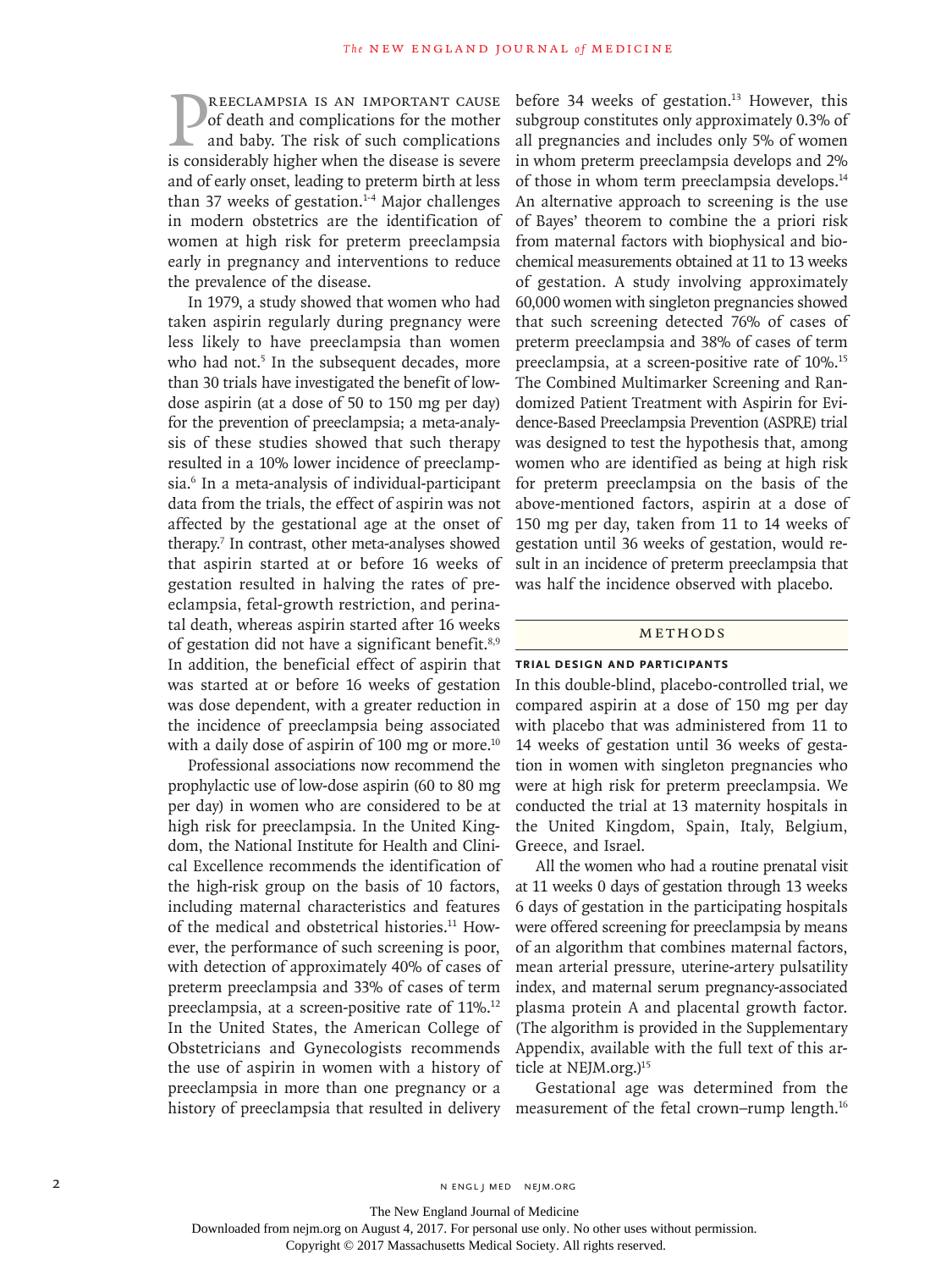Preeclampsia is an important cause of death and complications for the mother and baby. The risk of such complications is considerably higher when the disease is severe and of early onset, leading to preterm birth at less than 37 weeks of gestation.[1-4] Major challenges in modern obstetrics are the identification of women at high risk for preterm preeclampsia early in pregnancy and interventions to reduce the prevalence of the disease.

In 1979, a study showed that women who had taken aspirin regularly during pregnancy were less likely to have preeclampsia than women who had not.[5] In the subsequent decades, more than 30 trials have investigated the benefit of low-dose aspirin (at a dose of 50 to 150 mg per day) for the prevention of preeclampsia; a meta-analysis of these studies showed that such therapy resulted in a 10% lower incidence of preeclampsia.[6] In a meta-analysis of individual-participant data from the trials, the effect of aspirin was not affected by the gestational age at the onset of therapy.[7] In contrast, other meta-analyses showed that aspirin started at or before 16 weeks of gestation resulted in halving the rates of preeclampsia, fetal-growth restriction, and perinatal death, whereas aspirin started after 16 weeks of gestation did not have a significant benefit.[8,9] In addition, the beneficial effect of aspirin that was started at or before 16 weeks of gestation was dose dependent, with a greater reduction in the incidence of preeclampsia being associated with a daily dose of aspirin of 100 mg or more.[10]

Professional associations now recommend the prophylactic use of low-dose aspirin (60 to 80 mg per day) in women who are considered to be at high risk for preeclampsia. In the United Kingdom, the National Institute for Health and Clinical Excellence recommends the identification of the high-risk group on the basis of 10 factors, including maternal characteristics and features of the medical and obstetrical histories.[11] However, the performance of such screening is poor, with detection of approximately 40% of cases of preterm preeclampsia and 33% of cases of term preeclampsia, at a screen-positive rate of 11%.[12] In the United States, the American College of Obstetricians and Gynecologists recommends the use of aspirin in women with a history of preeclampsia in more than one pregnancy or a history of preeclampsia that resulted in delivery before 34 weeks of gestation.[13] However, this subgroup constitutes only approximately 0.3% of all pregnancies and includes only 5% of women in whom preterm preeclampsia develops and 2% of those in whom term preeclampsia develops.[14] An alternative approach to screening is the use of Bayes' theorem to combine the a priori risk from maternal factors with biophysical and biochemical measurements obtained at 11 to 13 weeks of gestation. A study involving approximately 60,000 women with singleton pregnancies showed that such screening detected 76% of cases of preterm preeclampsia and 38% of cases of term preeclampsia, at a screen-positive rate of 10%.[15] The Combined Multimarker Screening and Randomized Patient Treatment with Aspirin for Evidence-Based Preeclampsia Prevention (ASPRE) trial was designed to test the hypothesis that, among women who are identified as being at high risk for preterm preeclampsia on the basis of the above-mentioned factors, aspirin at a dose of 150 mg per day, taken from 11 to 14 weeks of gestation until 36 weeks of gestation, would result in an incidence of preterm preeclampsia that was half the incidence observed with placebo.

## Methods

### Trial Design and Participants

In this double-blind, placebo-controlled trial, we compared aspirin at a dose of 150 mg per day with placebo that was administered from 11 to 14 weeks of gestation until 36 weeks of gestation in women with singleton pregnancies who were at high risk for preterm preeclampsia. We conducted the trial at 13 maternity hospitals in the United Kingdom, Spain, Italy, Belgium, Greece, and Israel.

All the women who had a routine prenatal visit at 11 weeks 0 days of gestation through 13 weeks 6 days of gestation in the participating hospitals were offered screening for preeclampsia by means of an algorithm that combines maternal factors, mean arterial pressure, uterine-artery pulsatility index, and maternal serum pregnancy-associated plasma protein A and placental growth factor. (The algorithm is provided in the Supplementary Appendix, available with the full text of this article at NEJM.org.)[15]

Gestational age was determined from the measurement of the fetal crown–rump length.[16]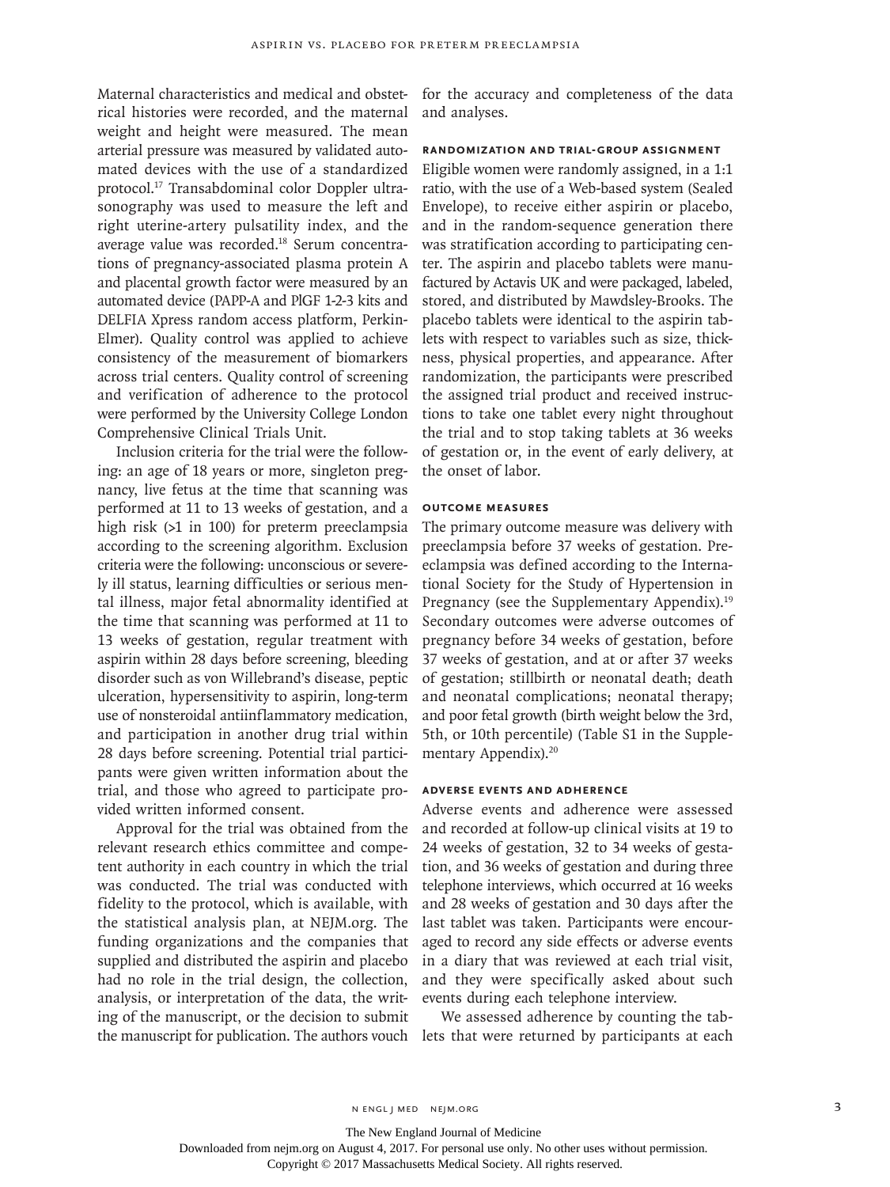Maternal characteristics and medical and obstetrical histories were recorded, and the maternal weight and height were measured. The mean arterial pressure was measured by validated automated devices with the use of a standardized protocol.[17] Transabdominal color Doppler ultrasonography was used to measure the left and right uterine-artery pulsatility index, and the average value was recorded.[18] Serum concentrations of pregnancy-associated plasma protein A and placental growth factor were measured by an automated device (PAPP-A and PlGF 1-2-3 kits and DELFIA Xpress random access platform, PerkinElmer). Quality control was applied to achieve consistency of the measurement of biomarkers across trial centers. Quality control of screening and verification of adherence to the protocol were performed by the University College London Comprehensive Clinical Trials Unit.

Inclusion criteria for the trial were the following: an age of 18 years or more, singleton pregnancy, live fetus at the time that scanning was performed at 11 to 13 weeks of gestation, and a high risk (>1 in 100) for preterm preeclampsia according to the screening algorithm. Exclusion criteria were the following: unconscious or severely ill status, learning difficulties or serious mental illness, major fetal abnormality identified at the time that scanning was performed at 11 to 13 weeks of gestation, regular treatment with aspirin within 28 days before screening, bleeding disorder such as von Willebrand's disease, peptic ulceration, hypersensitivity to aspirin, long-term use of nonsteroidal antiinflammatory medication, and participation in another drug trial within 28 days before screening. Potential trial participants were given written information about the trial, and those who agreed to participate provided written informed consent.

Approval for the trial was obtained from the relevant research ethics committee and competent authority in each country in which the trial was conducted. The trial was conducted with fidelity to the protocol, which is available, with the statistical analysis plan, at NEJM.org. The funding organizations and the companies that supplied and distributed the aspirin and placebo had no role in the trial design, the collection, analysis, or interpretation of the data, the writing of the manuscript, or the decision to submit the manuscript for publication. The authors vouch for the accuracy and completeness of the data and analyses.

### Randomization and Trial-Group Assignment

Eligible women were randomly assigned, in a 1:1 ratio, with the use of a Web-based system (Sealed Envelope), to receive either aspirin or placebo, and in the random-sequence generation there was stratification according to participating center. The aspirin and placebo tablets were manufactured by Actavis UK and were packaged, labeled, stored, and distributed by Mawdsley-Brooks. The placebo tablets were identical to the aspirin tablets with respect to variables such as size, thickness, physical properties, and appearance. After randomization, the participants were prescribed the assigned trial product and received instructions to take one tablet every night throughout the trial and to stop taking tablets at 36 weeks of gestation or, in the event of early delivery, at the onset of labor.

### Outcome Measures

The primary outcome measure was delivery with preeclampsia before 37 weeks of gestation. Preeclampsia was defined according to the International Society for the Study of Hypertension in Pregnancy (see the Supplementary Appendix).[19] Secondary outcomes were adverse outcomes of pregnancy before 34 weeks of gestation, before 37 weeks of gestation, and at or after 37 weeks of gestation; stillbirth or neonatal death; death and neonatal complications; neonatal therapy; and poor fetal growth (birth weight below the 3rd, 5th, or 10th percentile) (Table S1 in the Supplementary Appendix).[20]

### Adverse Events and Adherence

Adverse events and adherence were assessed and recorded at follow-up clinical visits at 19 to 24 weeks of gestation, 32 to 34 weeks of gestation, and 36 weeks of gestation and during three telephone interviews, which occurred at 16 weeks and 28 weeks of gestation and 30 days after the last tablet was taken. Participants were encouraged to record any side effects or adverse events in a diary that was reviewed at each trial visit, and they were specifically asked about such events during each telephone interview.

We assessed adherence by counting the tablets that were returned by participants at each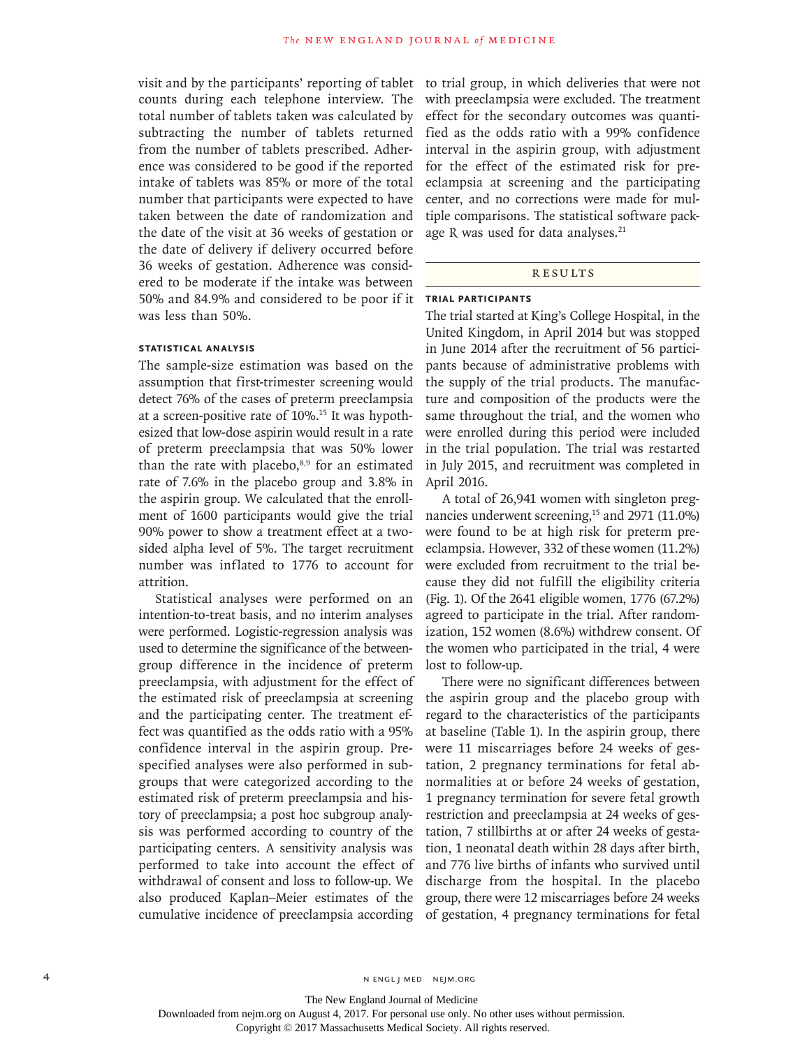visit and by the participants' reporting of tablet counts during each telephone interview. The total number of tablets taken was calculated by subtracting the number of tablets returned from the number of tablets prescribed. Adherence was considered to be good if the reported intake of tablets was 85% or more of the total number that participants were expected to have taken between the date of randomization and the date of the visit at 36 weeks of gestation or the date of delivery if delivery occurred before 36 weeks of gestation. Adherence was considered to be moderate if the intake was between 50% and 84.9% and considered to be poor if it was less than 50%.

### STATISTICAL ANALYSIS

The sample-size estimation was based on the assumption that first-trimester screening would detect 76% of the cases of preterm preeclampsia at a screen-positive rate of 10%.[15] It was hypothesized that low-dose aspirin would result in a rate of preterm preeclampsia that was 50% lower than the rate with placebo,[8,9] for an estimated rate of 7.6% in the placebo group and 3.8% in the aspirin group. We calculated that the enrollment of 1600 participants would give the trial 90% power to show a treatment effect at a two-sided alpha level of 5%. The target recruitment number was inflated to 1776 to account for attrition.

Statistical analyses were performed on an intention-to-treat basis, and no interim analyses were performed. Logistic-regression analysis was used to determine the significance of the between-group difference in the incidence of preterm preeclampsia, with adjustment for the effect of the estimated risk of preeclampsia at screening and the participating center. The treatment effect was quantified as the odds ratio with a 95% confidence interval in the aspirin group. Prespecified analyses were also performed in subgroups that were categorized according to the estimated risk of preterm preeclampsia and history of preeclampsia; a post hoc subgroup analysis was performed according to country of the participating centers. A sensitivity analysis was performed to take into account the effect of withdrawal of consent and loss to follow-up. We also produced Kaplan–Meier estimates of the cumulative incidence of preeclampsia according to trial group, in which deliveries that were not with preeclampsia were excluded. The treatment effect for the secondary outcomes was quantified as the odds ratio with a 99% confidence interval in the aspirin group, with adjustment for the effect of the estimated risk for preeclampsia at screening and the participating center, and no corrections were made for multiple comparisons. The statistical software package R was used for data analyses.[21]

## RESULTS

### TRIAL PARTICIPANTS

The trial started at King's College Hospital, in the United Kingdom, in April 2014 but was stopped in June 2014 after the recruitment of 56 participants because of administrative problems with the supply of the trial products. The manufacture and composition of the products were the same throughout the trial, and the women who were enrolled during this period were included in the trial population. The trial was restarted in July 2015, and recruitment was completed in April 2016.

A total of 26,941 women with singleton pregnancies underwent screening,[15] and 2971 (11.0%) were found to be at high risk for preterm preeclampsia. However, 332 of these women (11.2%) were excluded from recruitment to the trial because they did not fulfill the eligibility criteria (Fig. 1). Of the 2641 eligible women, 1776 (67.2%) agreed to participate in the trial. After randomization, 152 women (8.6%) withdrew consent. Of the women who participated in the trial, 4 were lost to follow-up.

There were no significant differences between the aspirin group and the placebo group with regard to the characteristics of the participants at baseline (Table 1). In the aspirin group, there were 11 miscarriages before 24 weeks of gestation, 2 pregnancy terminations for fetal abnormalities at or before 24 weeks of gestation, 1 pregnancy termination for severe fetal growth restriction and preeclampsia at 24 weeks of gestation, 7 stillbirths at or after 24 weeks of gestation, 1 neonatal death within 28 days after birth, and 776 live births of infants who survived until discharge from the hospital. In the placebo group, there were 12 miscarriages before 24 weeks of gestation, 4 pregnancy terminations for fetal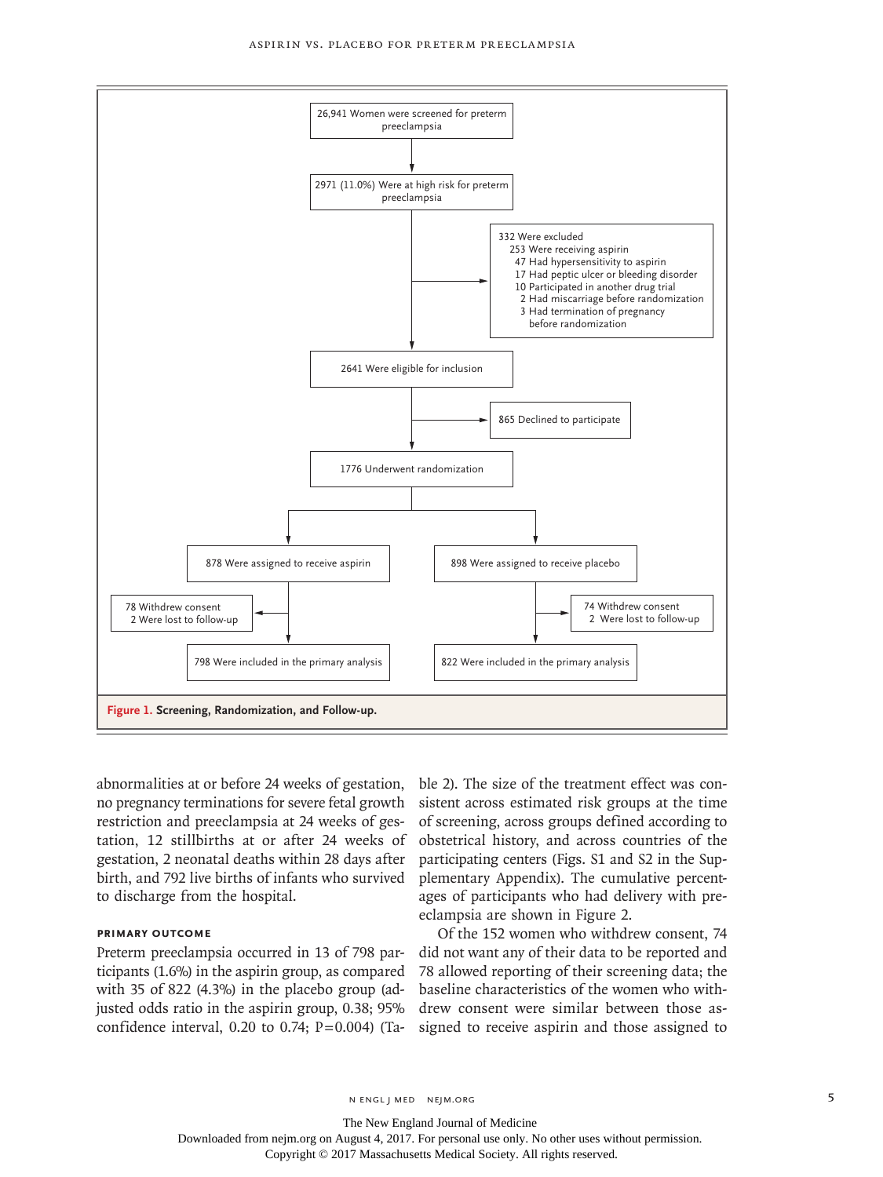26,941 Women were screened for preterm preeclampsia

2971 (11.0%) Were at high risk for preterm preeclampsia

332 Were excluded
- 253 Were receiving aspirin
- 47 Had hypersensitivity to aspirin
- 17 Had peptic ulcer or bleeding disorder
- 10 Participated in another drug trial
- 2 Had miscarriage before randomization
- 3 Had termination of pregnancy before randomization

2641 Were eligible for inclusion

865 Declined to participate

1776 Underwent randomization

| Aspirin | Placebo |
| --- | --- |
| 878 Were assigned to receive aspirin | 898 Were assigned to receive placebo |
| 78 Withdrew consent; 2 Were lost to follow-up | 74 Withdrew consent; 2 Were lost to follow-up |
| 798 Were included in the primary analysis | 822 Were included in the primary analysis |

**Figure 1. Screening, Randomization, and Follow-up.**

abnormalities at or before 24 weeks of gestation, no pregnancy terminations for severe fetal growth restriction and preeclampsia at 24 weeks of gestation, 12 stillbirths at or after 24 weeks of gestation, 2 neonatal deaths within 28 days after birth, and 792 live births of infants who survived to discharge from the hospital.

#### PRIMARY OUTCOME

Preterm preeclampsia occurred in 13 of 798 participants (1.6%) in the aspirin group, as compared with 35 of 822 (4.3%) in the placebo group (adjusted odds ratio in the aspirin group, 0.38; 95% confidence interval, 0.20 to 0.74; P=0.004) (Table 2). The size of the treatment effect was consistent across estimated risk groups at the time of screening, across groups defined according to obstetrical history, and across countries of the participating centers (Figs. S1 and S2 in the Supplementary Appendix). The cumulative percentages of participants who had delivery with preeclampsia are shown in Figure 2.

Of the 152 women who withdrew consent, 74 did not want any of their data to be reported and 78 allowed reporting of their screening data; the baseline characteristics of the women who withdrew consent were similar between those assigned to receive aspirin and those assigned to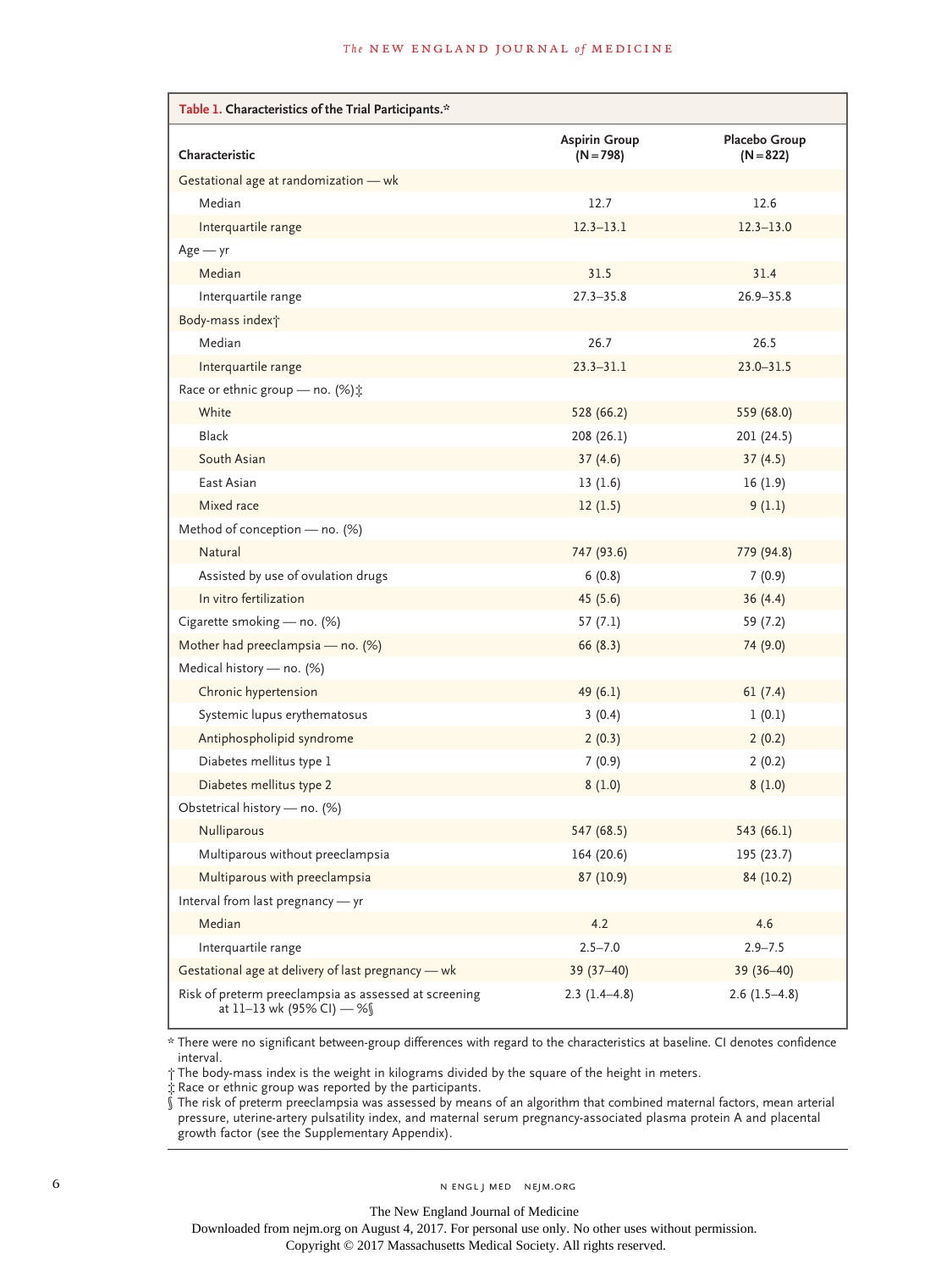**Table 1. Characteristics of the Trial Participants.***

| Characteristic | Aspirin Group (N=798) | Placebo Group (N=822) |
|---|---|---|
| Gestational age at randomization — wk | | |
| Median | 12.7 | 12.6 |
| Interquartile range | 12.3–13.1 | 12.3–13.0 |
| Age — yr | | |
| Median | 31.5 | 31.4 |
| Interquartile range | 27.3–35.8 | 26.9–35.8 |
| Body-mass index† | | |
| Median | 26.7 | 26.5 |
| Interquartile range | 23.3–31.1 | 23.0–31.5 |
| Race or ethnic group — no. (%)‡ | | |
| White | 528 (66.2) | 559 (68.0) |
| Black | 208 (26.1) | 201 (24.5) |
| South Asian | 37 (4.6) | 37 (4.5) |
| East Asian | 13 (1.6) | 16 (1.9) |
| Mixed race | 12 (1.5) | 9 (1.1) |
| Method of conception — no. (%) | | |
| Natural | 747 (93.6) | 779 (94.8) |
| Assisted by use of ovulation drugs | 6 (0.8) | 7 (0.9) |
| In vitro fertilization | 45 (5.6) | 36 (4.4) |
| Cigarette smoking — no. (%) | 57 (7.1) | 59 (7.2) |
| Mother had preeclampsia — no. (%) | 66 (8.3) | 74 (9.0) |
| Medical history — no. (%) | | |
| Chronic hypertension | 49 (6.1) | 61 (7.4) |
| Systemic lupus erythematosus | 3 (0.4) | 1 (0.1) |
| Antiphospholipid syndrome | 2 (0.3) | 2 (0.2) |
| Diabetes mellitus type 1 | 7 (0.9) | 2 (0.2) |
| Diabetes mellitus type 2 | 8 (1.0) | 8 (1.0) |
| Obstetrical history — no. (%) | | |
| Nulliparous | 547 (68.5) | 543 (66.1) |
| Multiparous without preeclampsia | 164 (20.6) | 195 (23.7) |
| Multiparous with preeclampsia | 87 (10.9) | 84 (10.2) |
| Interval from last pregnancy — yr | | |
| Median | 4.2 | 4.6 |
| Interquartile range | 2.5–7.0 | 2.9–7.5 |
| Gestational age at delivery of last pregnancy — wk | 39 (37–40) | 39 (36–40) |
| Risk of preterm preeclampsia as assessed at screening at 11–13 wk (95% CI) — %§ | 2.3 (1.4–4.8) | 2.6 (1.5–4.8) |

* There were no significant between-group differences with regard to the characteristics at baseline. CI denotes confidence interval.

† The body-mass index is the weight in kilograms divided by the square of the height in meters.

‡ Race or ethnic group was reported by the participants.

§ The risk of preterm preeclampsia was assessed by means of an algorithm that combined maternal factors, mean arterial pressure, uterine-artery pulsatility index, and maternal serum pregnancy-associated plasma protein A and placental growth factor (see the Supplementary Appendix).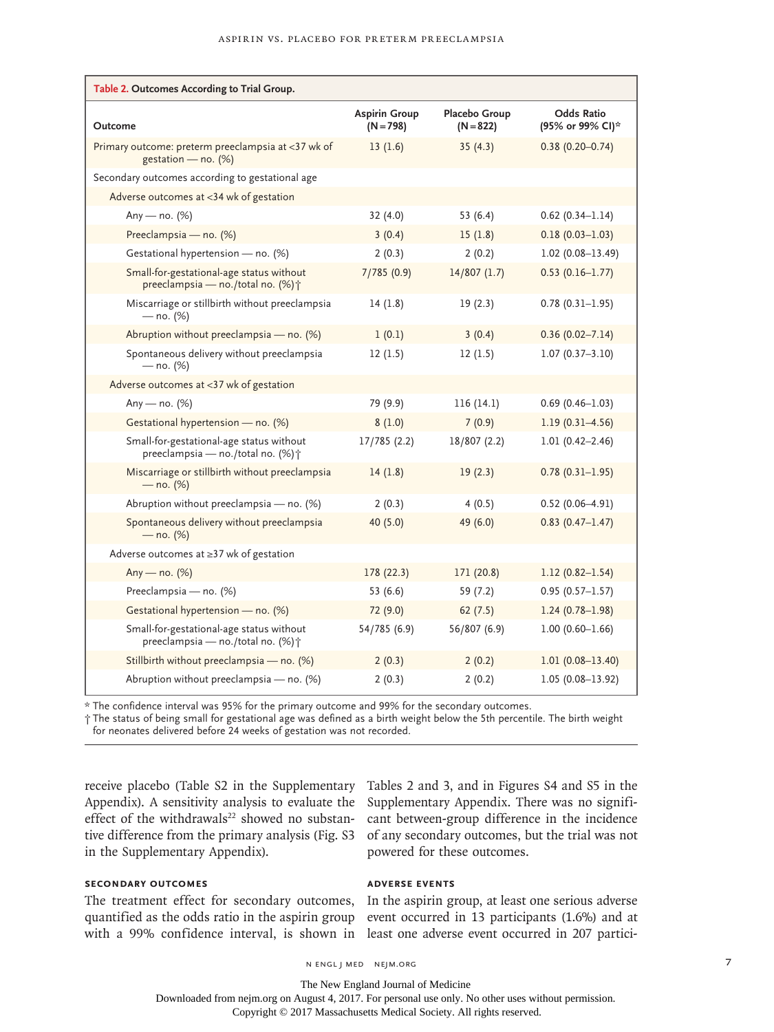**Table 2. Outcomes According to Trial Group.**

| Outcome | Aspirin Group (N=798) | Placebo Group (N=822) | Odds Ratio (95% or 99% CI)* |
|---|---|---|---|
| Primary outcome: preterm preeclampsia at <37 wk of gestation — no. (%) | 13 (1.6) | 35 (4.3) | 0.38 (0.20–0.74) |
| Secondary outcomes according to gestational age | | | |
| Adverse outcomes at <34 wk of gestation | | | |
| Any — no. (%) | 32 (4.0) | 53 (6.4) | 0.62 (0.34–1.14) |
| Preeclampsia — no. (%) | 3 (0.4) | 15 (1.8) | 0.18 (0.03–1.03) |
| Gestational hypertension — no. (%) | 2 (0.3) | 2 (0.2) | 1.02 (0.08–13.49) |
| Small-for-gestational-age status without preeclampsia — no./total no. (%)† | 7/785 (0.9) | 14/807 (1.7) | 0.53 (0.16–1.77) |
| Miscarriage or stillbirth without preeclampsia — no. (%) | 14 (1.8) | 19 (2.3) | 0.78 (0.31–1.95) |
| Abruption without preeclampsia — no. (%) | 1 (0.1) | 3 (0.4) | 0.36 (0.02–7.14) |
| Spontaneous delivery without preeclampsia — no. (%) | 12 (1.5) | 12 (1.5) | 1.07 (0.37–3.10) |
| Adverse outcomes at <37 wk of gestation | | | |
| Any — no. (%) | 79 (9.9) | 116 (14.1) | 0.69 (0.46–1.03) |
| Gestational hypertension — no. (%) | 8 (1.0) | 7 (0.9) | 1.19 (0.31–4.56) |
| Small-for-gestational-age status without preeclampsia — no./total no. (%)† | 17/785 (2.2) | 18/807 (2.2) | 1.01 (0.42–2.46) |
| Miscarriage or stillbirth without preeclampsia — no. (%) | 14 (1.8) | 19 (2.3) | 0.78 (0.31–1.95) |
| Abruption without preeclampsia — no. (%) | 2 (0.3) | 4 (0.5) | 0.52 (0.06–4.91) |
| Spontaneous delivery without preeclampsia — no. (%) | 40 (5.0) | 49 (6.0) | 0.83 (0.47–1.47) |
| Adverse outcomes at ≥37 wk of gestation | | | |
| Any — no. (%) | 178 (22.3) | 171 (20.8) | 1.12 (0.82–1.54) |
| Preeclampsia — no. (%) | 53 (6.6) | 59 (7.2) | 0.95 (0.57–1.57) |
| Gestational hypertension — no. (%) | 72 (9.0) | 62 (7.5) | 1.24 (0.78–1.98) |
| Small-for-gestational-age status without preeclampsia — no./total no. (%)† | 54/785 (6.9) | 56/807 (6.9) | 1.00 (0.60–1.66) |
| Stillbirth without preeclampsia — no. (%) | 2 (0.3) | 2 (0.2) | 1.01 (0.08–13.40) |
| Abruption without preeclampsia — no. (%) | 2 (0.3) | 2 (0.2) | 1.05 (0.08–13.92) |

* The confidence interval was 95% for the primary outcome and 99% for the secondary outcomes.

† The status of being small for gestational age was defined as a birth weight below the 5th percentile. The birth weight for neonates delivered before 24 weeks of gestation was not recorded.

receive placebo (Table S2 in the Supplementary Appendix). A sensitivity analysis to evaluate the effect of the withdrawals[22] showed no substantive difference from the primary analysis (Fig. S3 in the Supplementary Appendix).

### SECONDARY OUTCOMES

The treatment effect for secondary outcomes, quantified as the odds ratio in the aspirin group with a 99% confidence interval, is shown in Tables 2 and 3, and in Figures S4 and S5 in the Supplementary Appendix. There was no significant between-group difference in the incidence of any secondary outcomes, but the trial was not powered for these outcomes.

### ADVERSE EVENTS

In the aspirin group, at least one serious adverse event occurred in 13 participants (1.6%) and at least one adverse event occurred in 207 partici-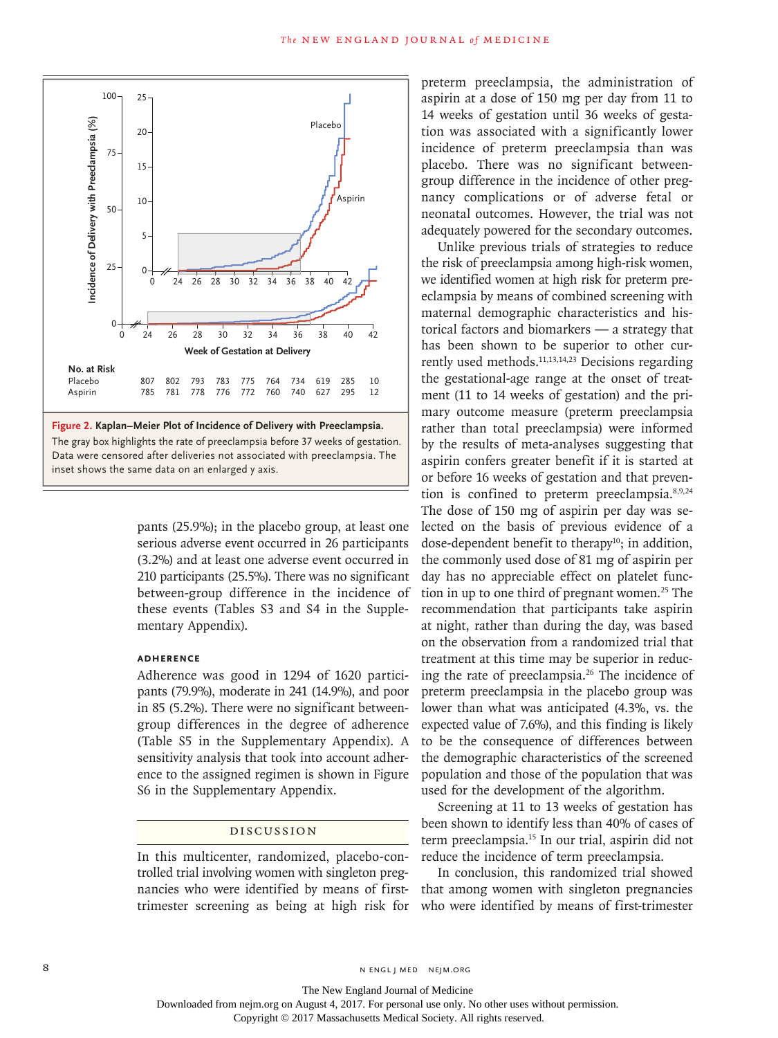No. at Risk

| | | | | | | | | | |
|---|---|---|---|---|---|---|---|---|---|
| Placebo | 807 | 802 | 793 | 783 | 775 | 764 | 734 | 619 | 285 | 10 |
| Aspirin | 785 | 781 | 778 | 776 | 772 | 760 | 740 | 627 | 295 | 12 |

**Figure 2. Kaplan–Meier Plot of Incidence of Delivery with Preeclampsia.**
The gray box highlights the rate of preeclampsia before 37 weeks of gestation. Data were censored after deliveries not associated with preeclampsia. The inset shows the same data on an enlarged y axis.

pants (25.9%); in the placebo group, at least one serious adverse event occurred in 26 participants (3.2%) and at least one adverse event occurred in 210 participants (25.5%). There was no significant between-group difference in the incidence of these events (Tables S3 and S4 in the Supplementary Appendix).

### Adherence

Adherence was good in 1294 of 1620 participants (79.9%), moderate in 241 (14.9%), and poor in 85 (5.2%). There were no significant between-group differences in the degree of adherence (Table S5 in the Supplementary Appendix). A sensitivity analysis that took into account adherence to the assigned regimen is shown in Figure S6 in the Supplementary Appendix.

## Discussion

In this multicenter, randomized, placebo-controlled trial involving women with singleton pregnancies who were identified by means of first-trimester screening as being at high risk for preterm preeclampsia, the administration of aspirin at a dose of 150 mg per day from 11 to 14 weeks of gestation until 36 weeks of gestation was associated with a significantly lower incidence of preterm preeclampsia than was placebo. There was no significant between-group difference in the incidence of other pregnancy complications or of adverse fetal or neonatal outcomes. However, the trial was not adequately powered for the secondary outcomes.

Unlike previous trials of strategies to reduce the risk of preeclampsia among high-risk women, we identified women at high risk for preterm preeclampsia by means of combined screening with maternal demographic characteristics and historical factors and biomarkers — a strategy that has been shown to be superior to other currently used methods.[11,13,14,23] Decisions regarding the gestational-age range at the onset of treatment (11 to 14 weeks of gestation) and the primary outcome measure (preterm preeclampsia rather than total preeclampsia) were informed by the results of meta-analyses suggesting that aspirin confers greater benefit if it is started at or before 16 weeks of gestation and that prevention is confined to preterm preeclampsia.[8,9,24] The dose of 150 mg of aspirin per day was selected on the basis of previous evidence of a dose-dependent benefit to therapy[10]; in addition, the commonly used dose of 81 mg of aspirin per day has no appreciable effect on platelet function in up to one third of pregnant women.[25] The recommendation that participants take aspirin at night, rather than during the day, was based on the observation from a randomized trial that treatment at this time may be superior in reducing the rate of preeclampsia.[26] The incidence of preterm preeclampsia in the placebo group was lower than what was anticipated (4.3%, vs. the expected value of 7.6%), and this finding is likely to be the consequence of differences between the demographic characteristics of the screened population and those of the population that was used for the development of the algorithm.

Screening at 11 to 13 weeks of gestation has been shown to identify less than 40% of cases of term preeclampsia.[15] In our trial, aspirin did not reduce the incidence of term preeclampsia.

In conclusion, this randomized trial showed that among women with singleton pregnancies who were identified by means of first-trimester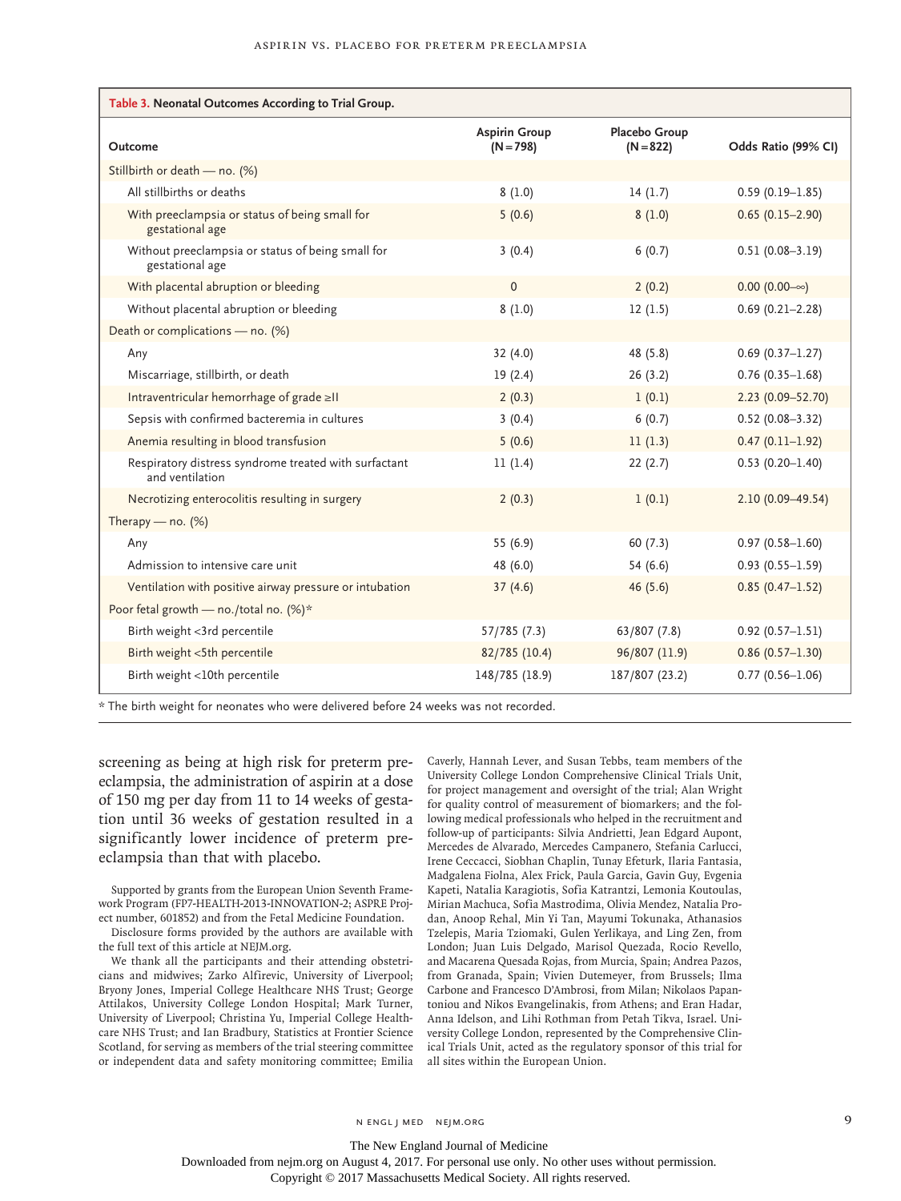**Table 3. Neonatal Outcomes According to Trial Group.**

| Outcome | Aspirin Group (N=798) | Placebo Group (N=822) | Odds Ratio (99% CI) |
|---|---|---|---|
| Stillbirth or death — no. (%) | | | |
| All stillbirths or deaths | 8 (1.0) | 14 (1.7) | 0.59 (0.19–1.85) |
| With preeclampsia or status of being small for gestational age | 5 (0.6) | 8 (1.0) | 0.65 (0.15–2.90) |
| Without preeclampsia or status of being small for gestational age | 3 (0.4) | 6 (0.7) | 0.51 (0.08–3.19) |
| With placental abruption or bleeding | 0 | 2 (0.2) | 0.00 (0.00–∞) |
| Without placental abruption or bleeding | 8 (1.0) | 12 (1.5) | 0.69 (0.21–2.28) |
| Death or complications — no. (%) | | | |
| Any | 32 (4.0) | 48 (5.8) | 0.69 (0.37–1.27) |
| Miscarriage, stillbirth, or death | 19 (2.4) | 26 (3.2) | 0.76 (0.35–1.68) |
| Intraventricular hemorrhage of grade ≥II | 2 (0.3) | 1 (0.1) | 2.23 (0.09–52.70) |
| Sepsis with confirmed bacteremia in cultures | 3 (0.4) | 6 (0.7) | 0.52 (0.08–3.32) |
| Anemia resulting in blood transfusion | 5 (0.6) | 11 (1.3) | 0.47 (0.11–1.92) |
| Respiratory distress syndrome treated with surfactant and ventilation | 11 (1.4) | 22 (2.7) | 0.53 (0.20–1.40) |
| Necrotizing enterocolitis resulting in surgery | 2 (0.3) | 1 (0.1) | 2.10 (0.09–49.54) |
| Therapy — no. (%) | | | |
| Any | 55 (6.9) | 60 (7.3) | 0.97 (0.58–1.60) |
| Admission to intensive care unit | 48 (6.0) | 54 (6.6) | 0.93 (0.55–1.59) |
| Ventilation with positive airway pressure or intubation | 37 (4.6) | 46 (5.6) | 0.85 (0.47–1.52) |
| Poor fetal growth — no./total no. (%)* | | | |
| Birth weight <3rd percentile | 57/785 (7.3) | 63/807 (7.8) | 0.92 (0.57–1.51) |
| Birth weight <5th percentile | 82/785 (10.4) | 96/807 (11.9) | 0.86 (0.57–1.30) |
| Birth weight <10th percentile | 148/785 (18.9) | 187/807 (23.2) | 0.77 (0.56–1.06) |

* The birth weight for neonates who were delivered before 24 weeks was not recorded.

screening as being at high risk for preterm preeclampsia, the administration of aspirin at a dose of 150 mg per day from 11 to 14 weeks of gestation until 36 weeks of gestation resulted in a significantly lower incidence of preterm preeclampsia than that with placebo.

Supported by grants from the European Union Seventh Framework Program (FP7-HEALTH-2013-INNOVATION-2; ASPRE Project number, 601852) and from the Fetal Medicine Foundation.

Disclosure forms provided by the authors are available with the full text of this article at NEJM.org.

We thank all the participants and their attending obstetricians and midwives; Zarko Alfirevic, University of Liverpool; Bryony Jones, Imperial College Healthcare NHS Trust; George Attilakos, University College London Hospital; Mark Turner, University of Liverpool; Christina Yu, Imperial College Healthcare NHS Trust; and Ian Bradbury, Statistics at Frontier Science Scotland, for serving as members of the trial steering committee or independent data and safety monitoring committee; Emilia Caverly, Hannah Lever, and Susan Tebbs, team members of the University College London Comprehensive Clinical Trials Unit, for project management and oversight of the trial; Alan Wright for quality control of measurement of biomarkers; and the following medical professionals who helped in the recruitment and follow-up of participants: Silvia Andrietti, Jean Edgard Aupont, Mercedes de Alvarado, Mercedes Campanero, Stefania Carlucci, Irene Ceccacci, Siobhan Chaplin, Tunay Efeturk, Ilaria Fantasia, Madgalena Fiolna, Alex Frick, Paula Garcia, Gavin Guy, Evgenia Kapeti, Natalia Karagiotis, Sofia Katrantzi, Lemonia Koutoulas, Mirian Machuca, Sofia Mastrodima, Olivia Mendez, Natalia Prodan, Anoop Rehal, Min Yi Tan, Mayumi Tokunaka, Athanasios Tzelepis, Maria Tziomaki, Gulen Yerlikaya, and Ling Zen, from London; Juan Luis Delgado, Marisol Quezada, Rocio Revello, and Macarena Quesada Rojas, from Murcia, Spain; Andrea Pazos, from Granada, Spain; Vivien Dutemeyer, from Brussels; Ilma Carbone and Francesco D'Ambrosi, from Milan; Nikolaos Papantoniou and Nikos Evangelinakis, from Athens; and Eran Hadar, Anna Idelson, and Lihi Rothman from Petah Tikva, Israel. University College London, represented by the Comprehensive Clinical Trials Unit, acted as the regulatory sponsor of this trial for all sites within the European Union.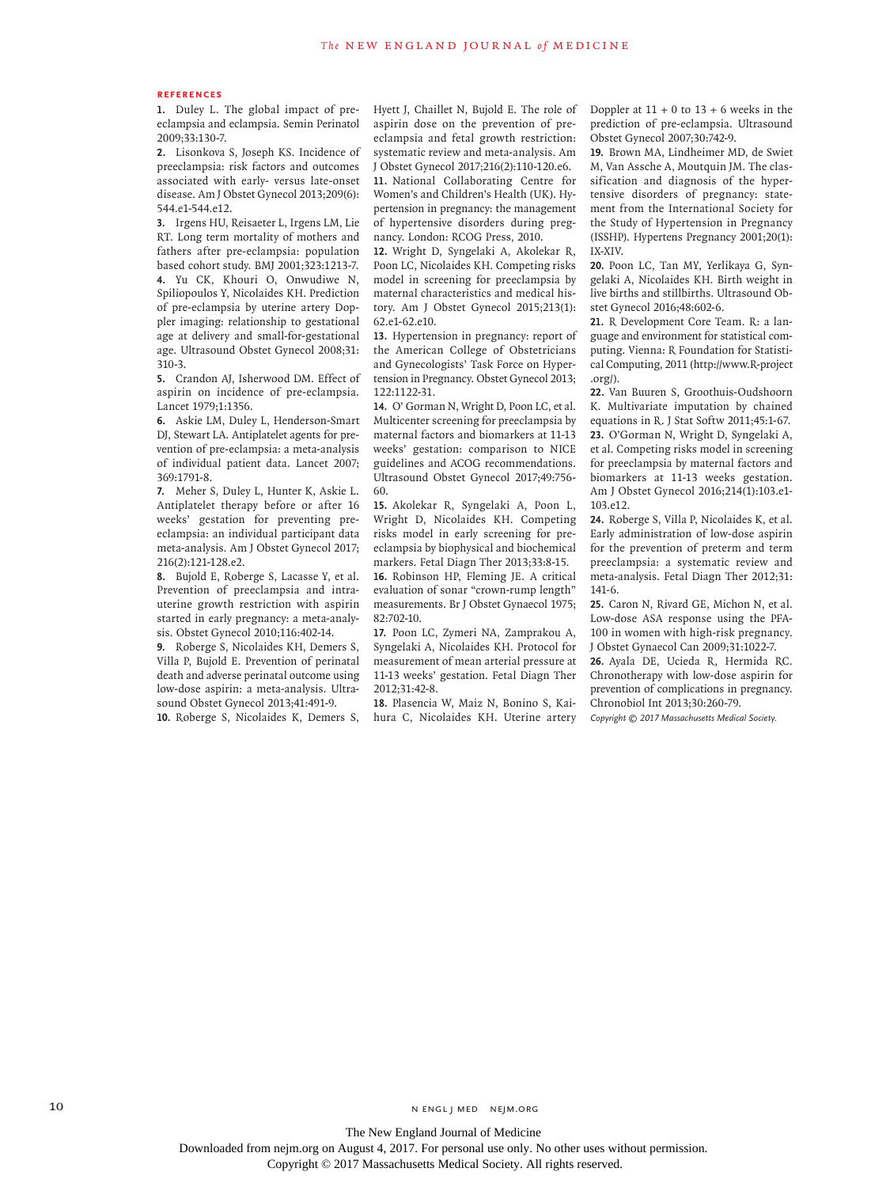## References

1. Duley L. The global impact of pre-eclampsia and eclampsia. Semin Perinatol 2009;33:130-7.
2. Lisonkova S, Joseph KS. Incidence of preeclampsia: risk factors and outcomes associated with early- versus late-onset disease. Am J Obstet Gynecol 2013;209(6):544.e1-544.e12.
3. Irgens HU, Reisaeter L, Irgens LM, Lie RT. Long term mortality of mothers and fathers after pre-eclampsia: population based cohort study. BMJ 2001;323:1213-7.
4. Yu CK, Khouri O, Onwudiwe N, Spiliopoulos Y, Nicolaides KH. Prediction of pre-eclampsia by uterine artery Doppler imaging: relationship to gestational age at delivery and small-for-gestational age. Ultrasound Obstet Gynecol 2008;31:310-3.
5. Crandon AJ, Isherwood DM. Effect of aspirin on incidence of pre-eclampsia. Lancet 1979;1:1356.
6. Askie LM, Duley L, Henderson-Smart DJ, Stewart LA. Antiplatelet agents for prevention of pre-eclampsia: a meta-analysis of individual patient data. Lancet 2007;369:1791-8.
7. Meher S, Duley L, Hunter K, Askie L. Antiplatelet therapy before or after 16 weeks' gestation for preventing preeclampsia: an individual participant data meta-analysis. Am J Obstet Gynecol 2017;216(2):121-128.e2.
8. Bujold E, Roberge S, Lacasse Y, et al. Prevention of preeclampsia and intrauterine growth restriction with aspirin started in early pregnancy: a meta-analysis. Obstet Gynecol 2010;116:402-14.
9. Roberge S, Nicolaides KH, Demers S, Villa P, Bujold E. Prevention of perinatal death and adverse perinatal outcome using low-dose aspirin: a meta-analysis. Ultrasound Obstet Gynecol 2013;41:491-9.
10. Roberge S, Nicolaides K, Demers S, Hyett J, Chaillet N, Bujold E. The role of aspirin dose on the prevention of preeclampsia and fetal growth restriction: systematic review and meta-analysis. Am J Obstet Gynecol 2017;216(2):110-120.e6.
11. National Collaborating Centre for Women's and Children's Health (UK). Hypertension in pregnancy: the management of hypertensive disorders during pregnancy. London: RCOG Press, 2010.
12. Wright D, Syngelaki A, Akolekar R, Poon LC, Nicolaides KH. Competing risks model in screening for preeclampsia by maternal characteristics and medical history. Am J Obstet Gynecol 2015;213(1):62.e1-62.e10.
13. Hypertension in pregnancy: report of the American College of Obstetricians and Gynecologists' Task Force on Hypertension in Pregnancy. Obstet Gynecol 2013;122:1122-31.
14. O' Gorman N, Wright D, Poon LC, et al. Multicenter screening for preeclampsia by maternal factors and biomarkers at 11-13 weeks' gestation: comparison to NICE guidelines and ACOG recommendations. Ultrasound Obstet Gynecol 2017;49:756-60.
15. Akolekar R, Syngelaki A, Poon L, Wright D, Nicolaides KH. Competing risks model in early screening for preeclampsia by biophysical and biochemical markers. Fetal Diagn Ther 2013;33:8-15.
16. Robinson HP, Fleming JE. A critical evaluation of sonar "crown-rump length" measurements. Br J Obstet Gynaecol 1975;82:702-10.
17. Poon LC, Zymeri NA, Zamprakou A, Syngelaki A, Nicolaides KH. Protocol for measurement of mean arterial pressure at 11-13 weeks' gestation. Fetal Diagn Ther 2012;31:42-8.
18. Plasencia W, Maiz N, Bonino S, Kaihura C, Nicolaides KH. Uterine artery Doppler at 11 + 0 to 13 + 6 weeks in the prediction of pre-eclampsia. Ultrasound Obstet Gynecol 2007;30:742-9.
19. Brown MA, Lindheimer MD, de Swiet M, Van Assche A, Moutquin JM. The classification and diagnosis of the hypertensive disorders of pregnancy: statement from the International Society for the Study of Hypertension in Pregnancy (ISSHP). Hypertens Pregnancy 2001;20(1):IX-XIV.
20. Poon LC, Tan MY, Yerlikaya G, Syngelaki A, Nicolaides KH. Birth weight in live births and stillbirths. Ultrasound Obstet Gynecol 2016;48:602-6.
21. R Development Core Team. R: a language and environment for statistical computing. Vienna: R Foundation for Statistical Computing, 2011 (http://www.R-project.org/).
22. Van Buuren S, Groothuis-Oudshoorn K. Multivariate imputation by chained equations in R. J Stat Softw 2011;45:1-67.
23. O'Gorman N, Wright D, Syngelaki A, et al. Competing risks model in screening for preeclampsia by maternal factors and biomarkers at 11-13 weeks gestation. Am J Obstet Gynecol 2016;214(1):103.e1-103.e12.
24. Roberge S, Villa P, Nicolaides K, et al. Early administration of low-dose aspirin for the prevention of preterm and term preeclampsia: a systematic review and meta-analysis. Fetal Diagn Ther 2012;31:141-6.
25. Caron N, Rivard GE, Michon N, et al. Low-dose ASA response using the PFA-100 in women with high-risk pregnancy. J Obstet Gynaecol Can 2009;31:1022-7.
26. Ayala DE, Ucieda R, Hermida RC. Chronotherapy with low-dose aspirin for prevention of complications in pregnancy. Chronobiol Int 2013;30:260-79.

*Copyright © 2017 Massachusetts Medical Society.*